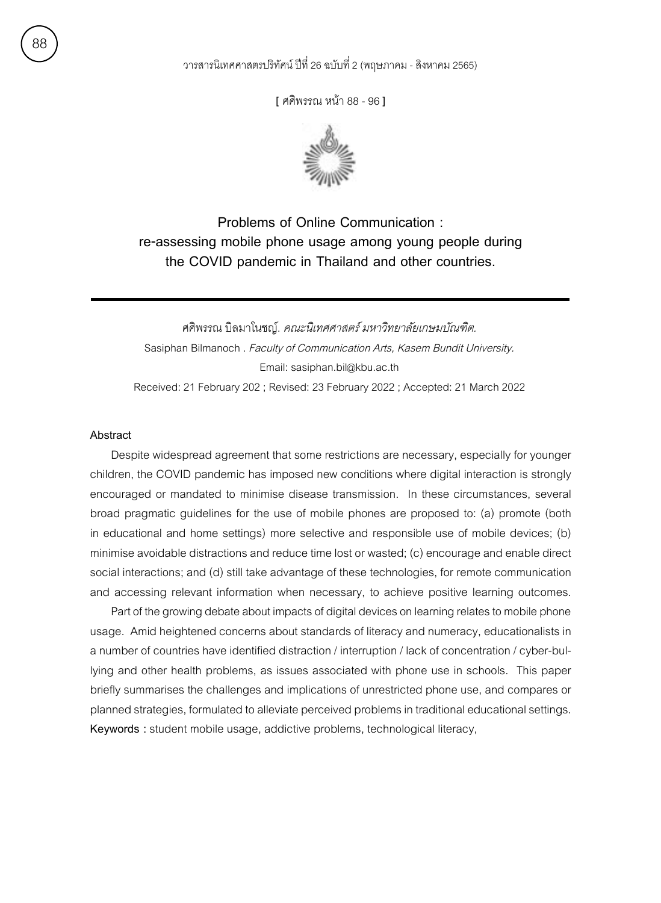[ ศศิพรรณ หน้า 88 - 96 ]

# Problems of Online Communication : re-assessing mobile phone usage among young people during the COVID pandemic in Thailand and other countries.

ศศิพรรณ บิลมาโนชญ์. *คณะนิเทศศาสตร์ มหาวิทยาลัยเกษมบัณฑิต.*

Sasiphan Bilmanoch . *Faculty of Communication Arts, Kasem Bundit University.*

Email: sasiphan.bil@kbu.ac.th

Received: 21 February 202 ; Revised: 23 February 2022 ; Accepted: 21 March 2022

### Abstract

Despite widespread agreement that some restrictions are necessary, especially for younger children, the COVID pandemic has imposed new conditions where digital interaction is strongly encouraged or mandated to minimise disease transmission. In these circumstances, several broad pragmatic guidelines for the use of mobile phones are proposed to: (a) promote (both in educational and home settings) more selective and responsible use of mobile devices; (b) minimise avoidable distractions and reduce time lost or wasted; (c) encourage and enable direct social interactions; and (d) still take advantage of these technologies, for remote communication and accessing relevant information when necessary, to achieve positive learning outcomes.

Part of the growing debate about impacts of digital devices on learning relates to mobile phone usage. Amid heightened concerns about standards of literacy and numeracy, educationalists in a number of countries have identified distraction / interruption / lack of concentration / cyber-bullying and other health problems, as issues associated with phone use in schools. This paper briefly summarises the challenges and implications of unrestricted phone use, and compares or planned strategies, formulated to alleviate perceived problems in traditional educational settings.

**Keywords** : student mobile usage, addictive problems, technological literacy,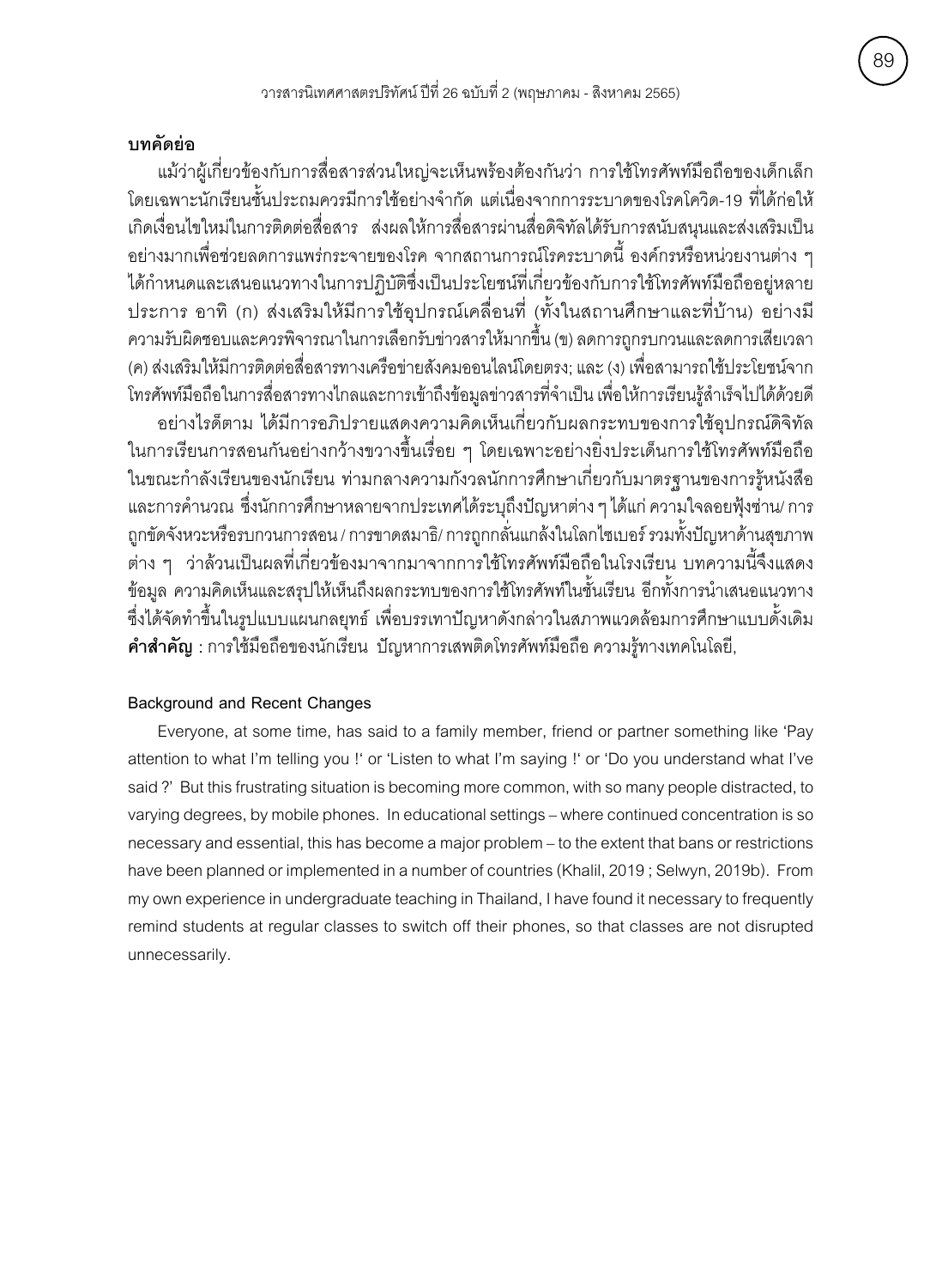**บทคัดย่อ**

แม้ว่าผู้เกี่ยวข้องกับการสื่อสารส่วนใหญ่จะเห็นพร้องต้องกันว่า การใช้โทรศัพท์มือถือของเด็กเล็กโดยเฉพาะนักเรียนชั้นประถมควรมีการใช้อย่างจำกัด แต่เนื่องจากการระบาดของโรคโควิด-19 ที่ได้ก่อให้เกิดเงื่อนไขใหม่ในการติดต่อสื่อสาร ส่งผลให้การสื่อสารผ่านสื่อดิจิทัลได้รับการสนับสนุนและส่งเสริมเป็นอย่างมากเพื่อช่วยลดการแพร่กระจายของโรค จากสถานการณ์โรคระบาดนี้ องค์กรหรือหน่วยงานต่าง ๆ ได้กำหนดและเสนอแนวทางในการปฏิบัติซึ่งเป็นประโยชน์ที่เกี่ยวข้องกับการใช้โทรศัพท์มือถืออยู่หลายประการ อาทิ (ก) ส่งเสริมให้มีการใช้อุปกรณ์เคลื่อนที่ (ทั้งในสถานศึกษาและที่บ้าน) อย่างมีความรับผิดชอบและควรพิจารณาในการเลือกรับข่าวสารให้มากขึ้น (ข) ลดการถูกรบกวนและลดการเสียเวลา (ค) ส่งเสริมให้มีการติดต่อสื่อสารทางเครือข่ายสังคมออนไลน์โดยตรง; และ (ง) เพื่อสามารถใช้ประโยชน์จากโทรศัพท์มือถือในการสื่อสารทางไกลและการเข้าถึงข้อมูลข่าวสารที่จำเป็น เพื่อให้การเรียนรู้สำเร็จไปได้ด้วยดี

อย่างไรก็ตาม ได้มีการอภิปรายแสดงความคิดเห็นเกี่ยวกับผลกระทบของการใช้อุปกรณ์ดิจิทัลในการเรียนการสอนกันอย่างกว้างขวางขึ้นเรื่อย ๆ โดยเฉพาะอย่างยิ่งประเด็นการใช้โทรศัพท์มือถือในขณะกำลังเรียนของนักเรียน ท่ามกลางความกังวลนักการศึกษาเกี่ยวกับมาตรฐานของการรู้หนังสือและการคำนวณ ซึ่งนักการศึกษาหลายจากประเทศได้ระบุถึงปัญหาต่าง ๆ ได้แก่ ความใจลอยฟุ้งซ่าน/ การถูกขัดจังหวะหรือรบกวนการสอน / การขาดสมาธิ/ การถูกกลั่นแกล้งในโลกไซเบอร์ รวมทั้งปัญหาด้านสุขภาพต่าง ๆ ว่าล้วนเป็นผลที่เกี่ยวข้องมาจากมาจากการใช้โทรศัพท์มือถือในโรงเรียน บทความนี้จึงแสดงข้อมูล ความคิดเห็นและสรุปให้เห็นถึงผลกระทบของการใช้โทรศัพท์ในชั้นเรียน อีกทั้งการนำเสนอแนวทางซึ่งได้จัดทำขึ้นในรูปแบบแผนกลยุทธ์ เพื่อบรรเทาปัญหาดังกล่าวในสภาพแวดล้อมการศึกษาแบบดั้งเดิม

**คำสำคัญ** : การใช้มือถือของนักเรียน ปัญหาการเสพติดโทรศัพท์มือถือ ความรู้ทางเทคโนโลยี,

#### Background and Recent Changes

Everyone, at some time, has said to a family member, friend or partner something like 'Pay attention to what I'm telling you !' or 'Listen to what I'm saying !' or 'Do you understand what I've said ?' But this frustrating situation is becoming more common, with so many people distracted, to varying degrees, by mobile phones. In educational settings – where continued concentration is so necessary and essential, this has become a major problem – to the extent that bans or restrictions have been planned or implemented in a number of countries (Khalil, 2019 ; Selwyn, 2019b). From my own experience in undergraduate teaching in Thailand, I have found it necessary to frequently remind students at regular classes to switch off their phones, so that classes are not disrupted unnecessarily.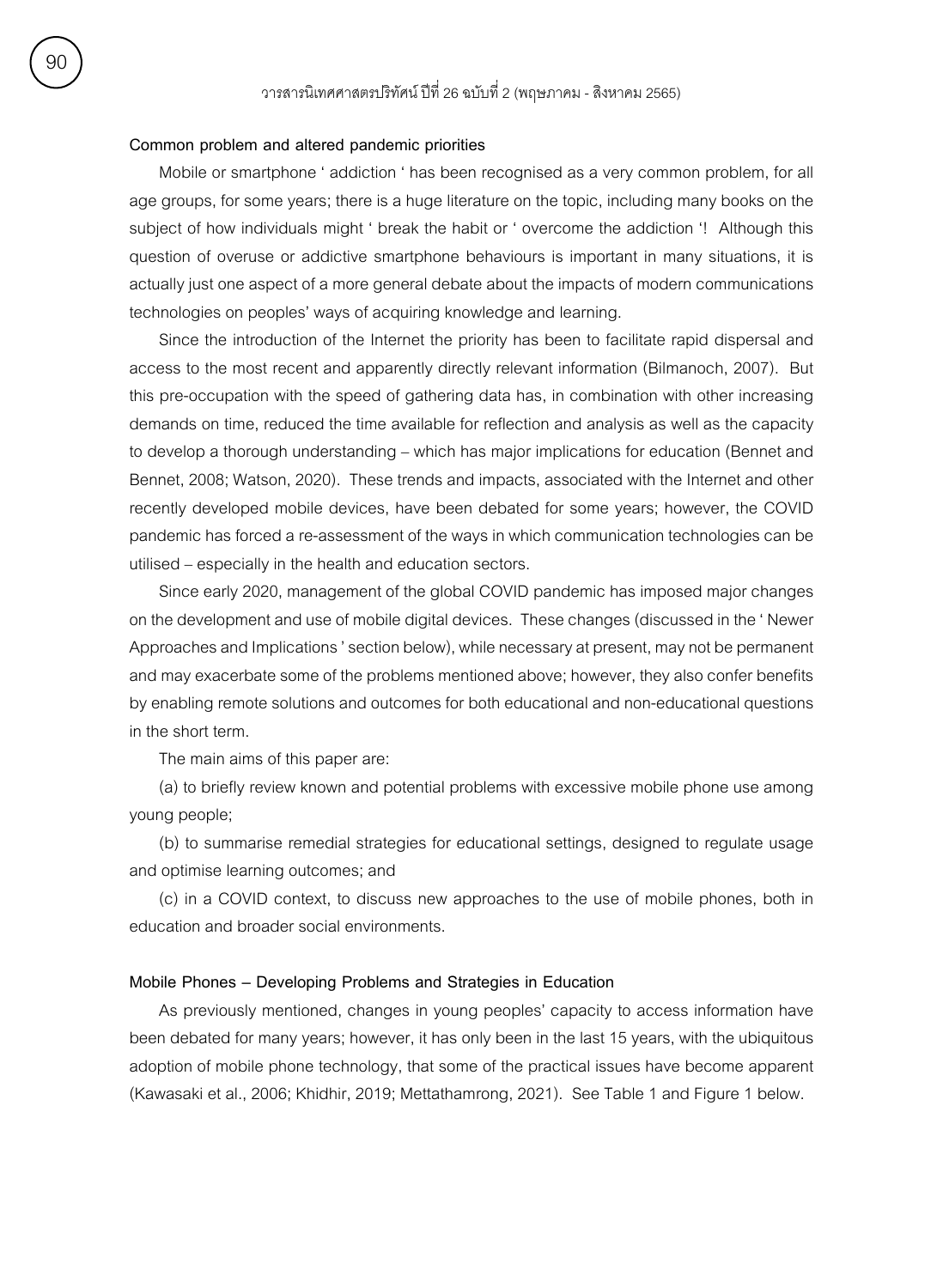**Common problem and altered pandemic priorities**

Mobile or smartphone ' addiction ' has been recognised as a very common problem, for all age groups, for some years; there is a huge literature on the topic, including many books on the subject of how individuals might ' break the habit or ' overcome the addiction '! Although this question of overuse or addictive smartphone behaviours is important in many situations, it is actually just one aspect of a more general debate about the impacts of modern communications technologies on peoples' ways of acquiring knowledge and learning.

Since the introduction of the Internet the priority has been to facilitate rapid dispersal and access to the most recent and apparently directly relevant information (Bilmanoch, 2007). But this pre-occupation with the speed of gathering data has, in combination with other increasing demands on time, reduced the time available for reflection and analysis as well as the capacity to develop a thorough understanding – which has major implications for education (Bennet and Bennet, 2008; Watson, 2020). These trends and impacts, associated with the Internet and other recently developed mobile devices, have been debated for some years; however, the COVID pandemic has forced a re-assessment of the ways in which communication technologies can be utilised – especially in the health and education sectors.

Since early 2020, management of the global COVID pandemic has imposed major changes on the development and use of mobile digital devices. These changes (discussed in the ' Newer Approaches and Implications ' section below), while necessary at present, may not be permanent and may exacerbate some of the problems mentioned above; however, they also confer benefits by enabling remote solutions and outcomes for both educational and non-educational questions in the short term.

The main aims of this paper are:

(a) to briefly review known and potential problems with excessive mobile phone use among young people;

(b) to summarise remedial strategies for educational settings, designed to regulate usage and optimise learning outcomes; and

(c) in a COVID context, to discuss new approaches to the use of mobile phones, both in education and broader social environments.

**Mobile Phones – Developing Problems and Strategies in Education**

As previously mentioned, changes in young peoples' capacity to access information have been debated for many years; however, it has only been in the last 15 years, with the ubiquitous adoption of mobile phone technology, that some of the practical issues have become apparent (Kawasaki et al., 2006; Khidhir, 2019; Mettathamrong, 2021). See Table 1 and Figure 1 below.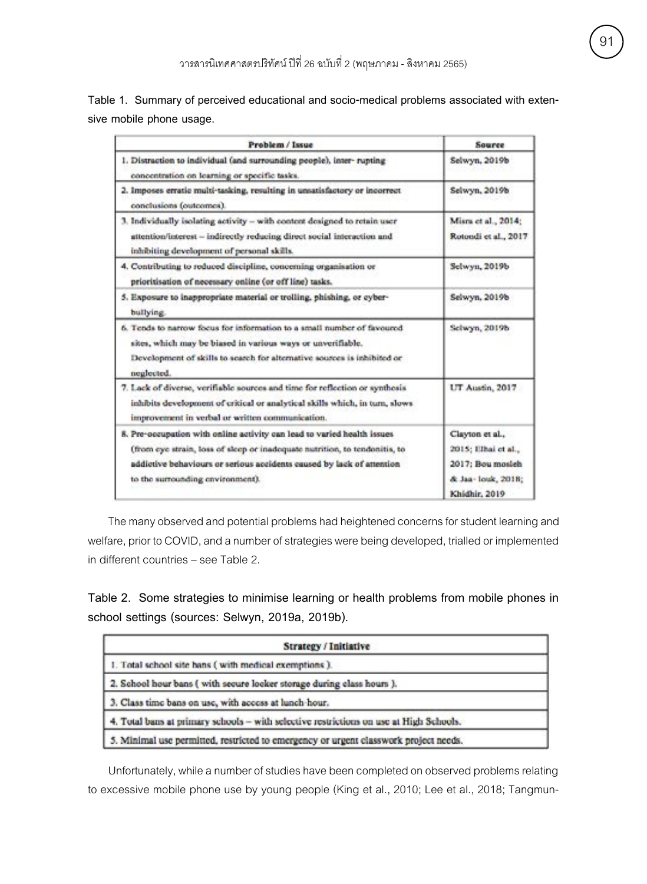**Table 1. Summary of perceived educational and socio-medical problems associated with extensive mobile phone usage.**

| Problem / Issue | Source |
| --- | --- |
| 1. Distraction to individual (and surrounding people), inter- rupting concentration on learning or specific tasks. | Selwyn, 2019b |
| 2. Imposes erratic multi-tasking, resulting in unsatisfactory or incorrect conclusions (outcomes). | Selwyn, 2019b |
| 3. Individually isolating activity – with content designed to retain user attention/interest – indirectly reducing direct social interaction and inhibiting development of personal skills. | Misra et al., 2014; Rotondi et al., 2017 |
| 4. Contributing to reduced discipline, concerning organisation or prioritisation of necessary online (or off line) tasks. | Selwyn, 2019b |
| 5. Exposure to inappropriate material or trolling, phishing, or cyber-bullying. | Selwyn, 2019b |
| 6. Tends to narrow focus for information to a small number of favoured sites, which may be biased in various ways or unverifiable. Development of skills to search for alternative sources is inhibited or neglected. | Selwyn, 2019b |
| 7. Lack of diverse, verifiable sources and time for reflection or synthesis inhibits development of critical or analytical skills which, in turn, slows improvement in verbal or written communication. | UT Austin, 2017 |
| 8. Pre-occupation with online activity can lead to varied health issues (from eye strain, loss of sleep or inadequate nutrition, to tendonitis, to addictive behaviours or serious accidents caused by lack of attention to the surrounding environment). | Clayton et al., 2015; Elhai et al., 2017; Bou mosleh & Jaa- louk, 2018; Khidhir, 2019 |

The many observed and potential problems had heightened concerns for student learning and welfare, prior to COVID, and a number of strategies were being developed, trialled or implemented in different countries – see Table 2.

**Table 2. Some strategies to minimise learning or health problems from mobile phones in school settings (sources: Selwyn, 2019a, 2019b).**

| Strategy / Initiative |
| --- |
| 1. Total school site bans ( with medical exemptions ). |
| 2. School hour bans ( with secure locker storage during class hours ). |
| 3. Class time bans on use, with access at lunch hour. |
| 4. Total bans at primary schools – with selective restrictions on use at High Schools. |
| 5. Minimal use permitted, restricted to emergency or urgent classwork project needs. |

Unfortunately, while a number of studies have been completed on observed problems relating to excessive mobile phone use by young people (King et al., 2010; Lee et al., 2018; Tangmun-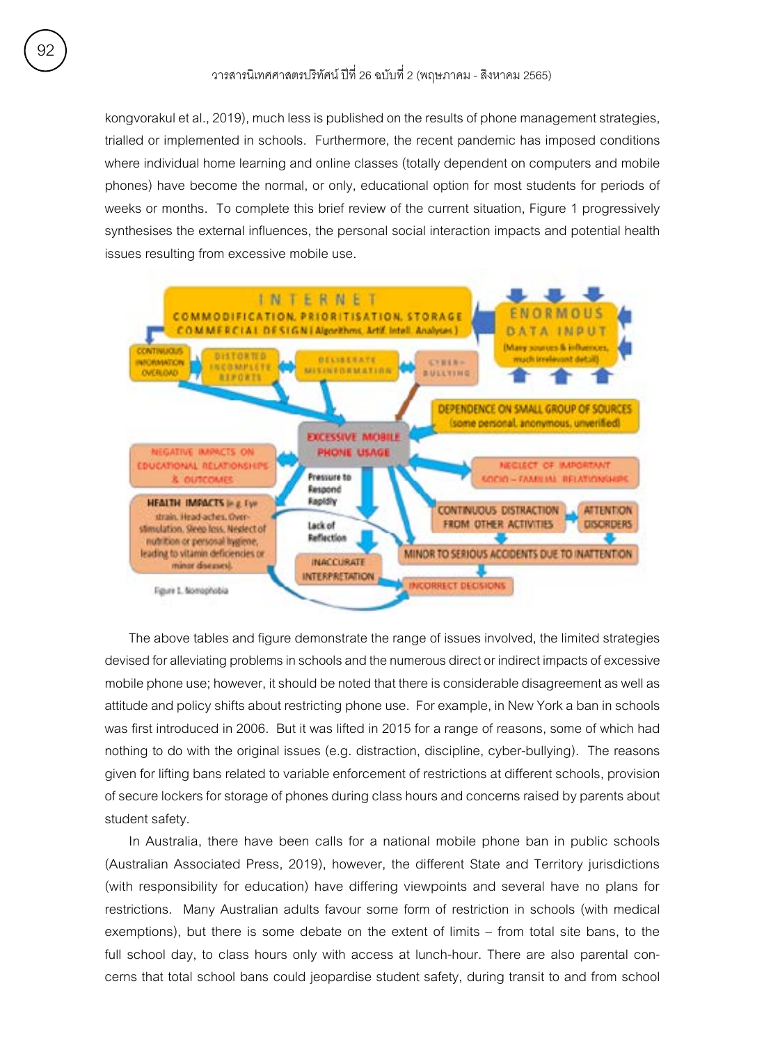kongvorakul et al., 2019), much less is published on the results of phone management strategies, trialled or implemented in schools. Furthermore, the recent pandemic has imposed conditions where individual home learning and online classes (totally dependent on computers and mobile phones) have become the normal, or only, educational option for most students for periods of weeks or months. To complete this brief review of the current situation, Figure 1 progressively synthesises the external influences, the personal social interaction impacts and potential health issues resulting from excessive mobile use.

Figure 1. Nomophobia

The above tables and figure demonstrate the range of issues involved, the limited strategies devised for alleviating problems in schools and the numerous direct or indirect impacts of excessive mobile phone use; however, it should be noted that there is considerable disagreement as well as attitude and policy shifts about restricting phone use. For example, in New York a ban in schools was first introduced in 2006. But it was lifted in 2015 for a range of reasons, some of which had nothing to do with the original issues (e.g. distraction, discipline, cyber-bullying). The reasons given for lifting bans related to variable enforcement of restrictions at different schools, provision of secure lockers for storage of phones during class hours and concerns raised by parents about student safety.

In Australia, there have been calls for a national mobile phone ban in public schools (Australian Associated Press, 2019), however, the different State and Territory jurisdictions (with responsibility for education) have differing viewpoints and several have no plans for restrictions. Many Australian adults favour some form of restriction in schools (with medical exemptions), but there is some debate on the extent of limits – from total site bans, to the full school day, to class hours only with access at lunch-hour. There are also parental concerns that total school bans could jeopardise student safety, during transit to and from school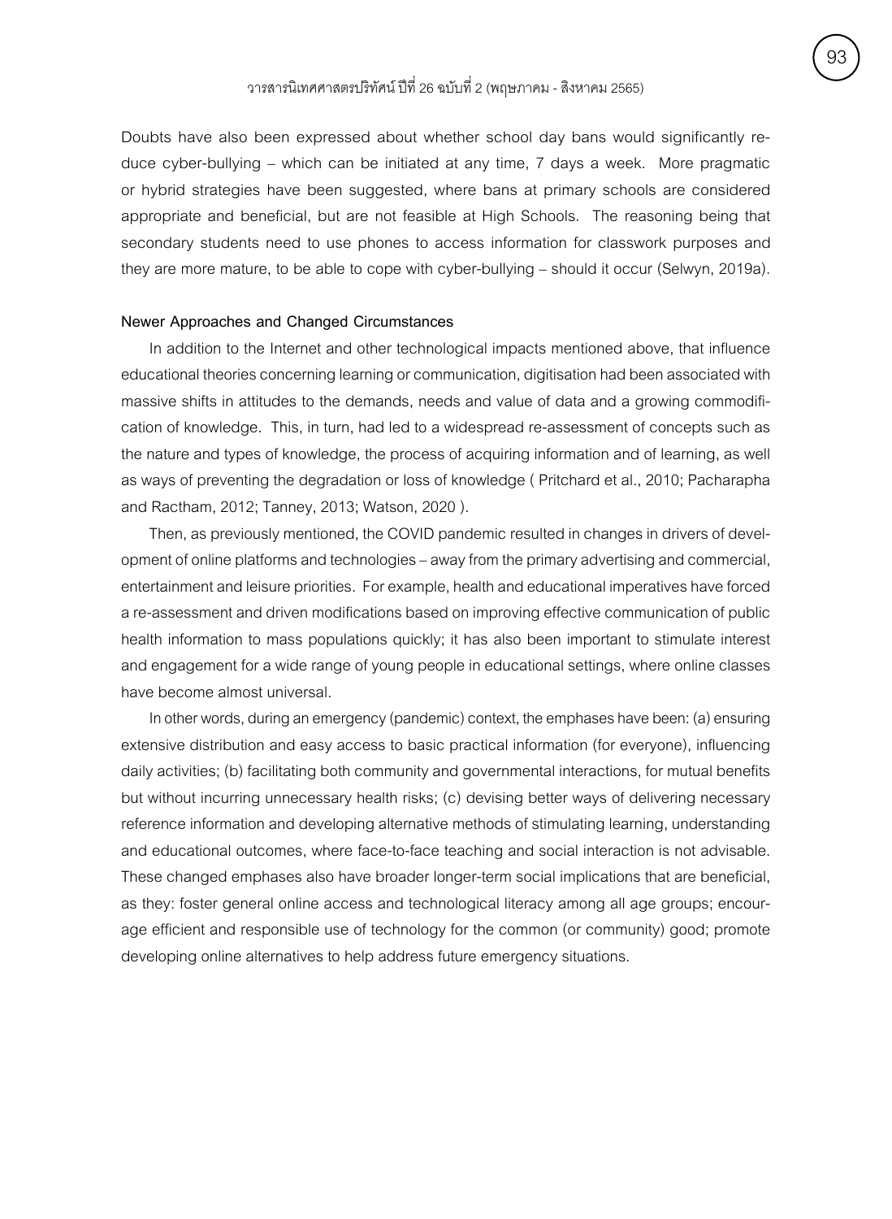Doubts have also been expressed about whether school day bans would significantly reduce cyber-bullying – which can be initiated at any time, 7 days a week. More pragmatic or hybrid strategies have been suggested, where bans at primary schools are considered appropriate and beneficial, but are not feasible at High Schools. The reasoning being that secondary students need to use phones to access information for classwork purposes and they are more mature, to be able to cope with cyber-bullying – should it occur (Selwyn, 2019a).

**Newer Approaches and Changed Circumstances**

In addition to the Internet and other technological impacts mentioned above, that influence educational theories concerning learning or communication, digitisation had been associated with massive shifts in attitudes to the demands, needs and value of data and a growing commodification of knowledge. This, in turn, had led to a widespread re-assessment of concepts such as the nature and types of knowledge, the process of acquiring information and of learning, as well as ways of preventing the degradation or loss of knowledge ( Pritchard et al., 2010; Pacharapha and Ractham, 2012; Tanney, 2013; Watson, 2020 ).

Then, as previously mentioned, the COVID pandemic resulted in changes in drivers of development of online platforms and technologies – away from the primary advertising and commercial, entertainment and leisure priorities. For example, health and educational imperatives have forced a re-assessment and driven modifications based on improving effective communication of public health information to mass populations quickly; it has also been important to stimulate interest and engagement for a wide range of young people in educational settings, where online classes have become almost universal.

In other words, during an emergency (pandemic) context, the emphases have been: (a) ensuring extensive distribution and easy access to basic practical information (for everyone), influencing daily activities; (b) facilitating both community and governmental interactions, for mutual benefits but without incurring unnecessary health risks; (c) devising better ways of delivering necessary reference information and developing alternative methods of stimulating learning, understanding and educational outcomes, where face-to-face teaching and social interaction is not advisable. These changed emphases also have broader longer-term social implications that are beneficial, as they: foster general online access and technological literacy among all age groups; encourage efficient and responsible use of technology for the common (or community) good; promote developing online alternatives to help address future emergency situations.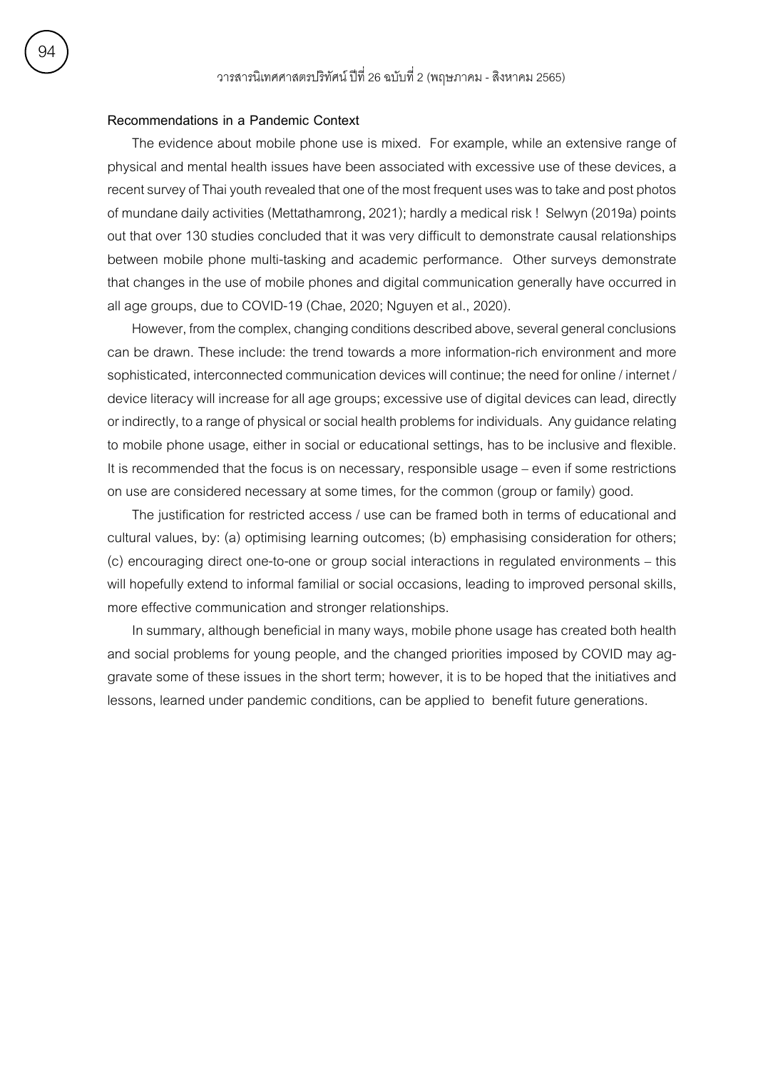**Recommendations in a Pandemic Context**

The evidence about mobile phone use is mixed. For example, while an extensive range of physical and mental health issues have been associated with excessive use of these devices, a recent survey of Thai youth revealed that one of the most frequent uses was to take and post photos of mundane daily activities (Mettathamrong, 2021); hardly a medical risk ! Selwyn (2019a) points out that over 130 studies concluded that it was very difficult to demonstrate causal relationships between mobile phone multi-tasking and academic performance. Other surveys demonstrate that changes in the use of mobile phones and digital communication generally have occurred in all age groups, due to COVID-19 (Chae, 2020; Nguyen et al., 2020).

However, from the complex, changing conditions described above, several general conclusions can be drawn. These include: the trend towards a more information-rich environment and more sophisticated, interconnected communication devices will continue; the need for online / internet / device literacy will increase for all age groups; excessive use of digital devices can lead, directly or indirectly, to a range of physical or social health problems for individuals. Any guidance relating to mobile phone usage, either in social or educational settings, has to be inclusive and flexible. It is recommended that the focus is on necessary, responsible usage – even if some restrictions on use are considered necessary at some times, for the common (group or family) good.

The justification for restricted access / use can be framed both in terms of educational and cultural values, by: (a) optimising learning outcomes; (b) emphasising consideration for others; (c) encouraging direct one-to-one or group social interactions in regulated environments – this will hopefully extend to informal familial or social occasions, leading to improved personal skills, more effective communication and stronger relationships.

In summary, although beneficial in many ways, mobile phone usage has created both health and social problems for young people, and the changed priorities imposed by COVID may aggravate some of these issues in the short term; however, it is to be hoped that the initiatives and lessons, learned under pandemic conditions, can be applied to benefit future generations.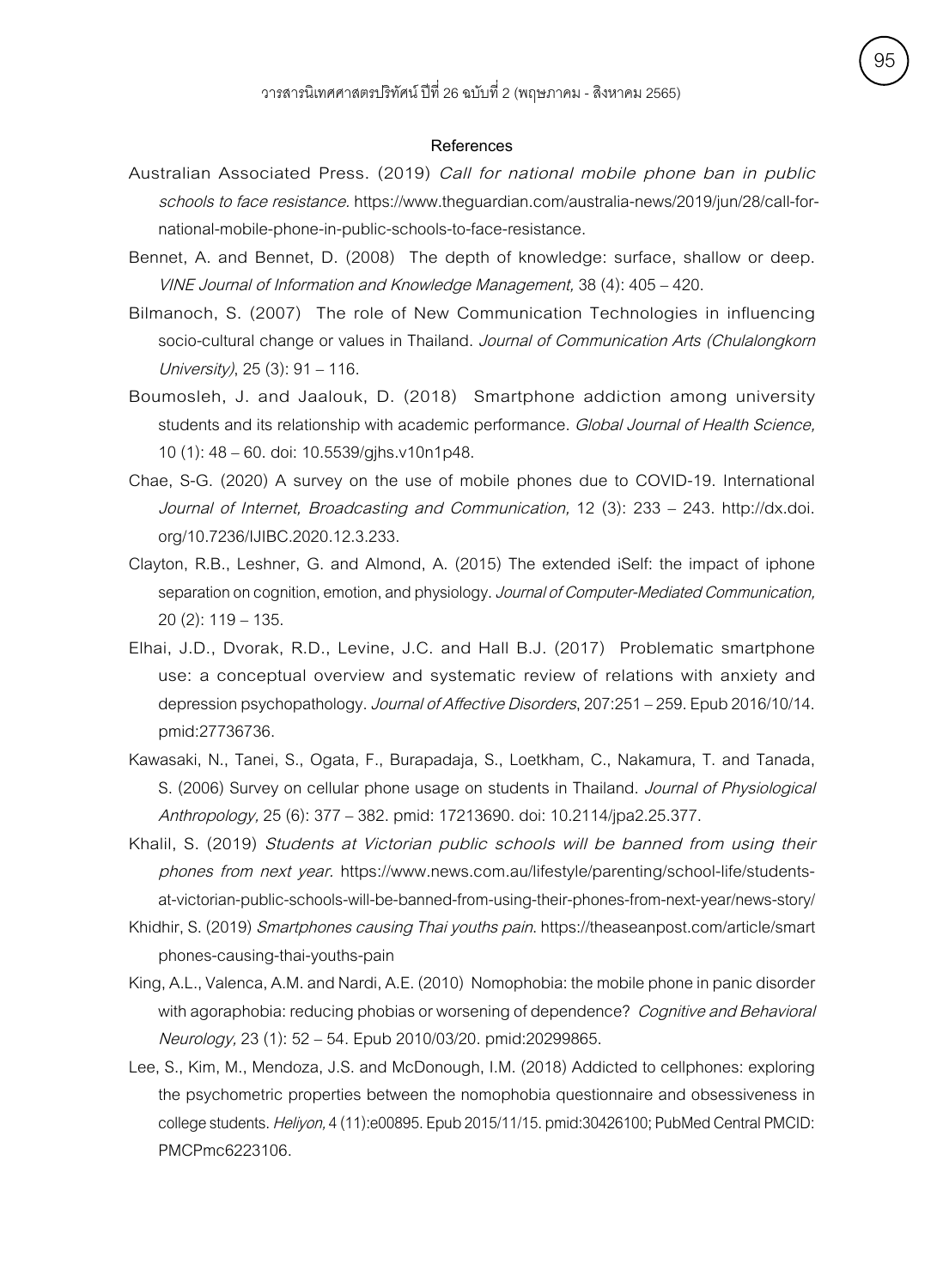### References

Australian Associated Press. (2019) *Call for national mobile phone ban in public schools to face resistance*. https://www.theguardian.com/australia-news/2019/jun/28/call-for-national-mobile-phone-in-public-schools-to-face-resistance.

Bennet, A. and Bennet, D. (2008) The depth of knowledge: surface, shallow or deep. *VINE Journal of Information and Knowledge Management,* 38 (4): 405 – 420.

Bilmanoch, S. (2007) The role of New Communication Technologies in influencing socio-cultural change or values in Thailand. *Journal of Communication Arts (Chulalongkorn University)*, 25 (3): 91 – 116.

Boumosleh, J. and Jaalouk, D. (2018) Smartphone addiction among university students and its relationship with academic performance. *Global Journal of Health Science,* 10 (1): 48 – 60. doi: 10.5539/gjhs.v10n1p48.

Chae, S-G. (2020) A survey on the use of mobile phones due to COVID-19. International *Journal of Internet, Broadcasting and Communication,* 12 (3): 233 – 243. http://dx.doi.org/10.7236/IJIBC.2020.12.3.233.

Clayton, R.B., Leshner, G. and Almond, A. (2015) The extended iSelf: the impact of iphone separation on cognition, emotion, and physiology. *Journal of Computer-Mediated Communication,* 20 (2): 119 – 135.

Elhai, J.D., Dvorak, R.D., Levine, J.C. and Hall B.J. (2017) Problematic smartphone use: a conceptual overview and systematic review of relations with anxiety and depression psychopathology. *Journal of Affective Disorders*, 207:251 – 259. Epub 2016/10/14. pmid:27736736.

Kawasaki, N., Tanei, S., Ogata, F., Burapadaja, S., Loetkham, C., Nakamura, T. and Tanada, S. (2006) Survey on cellular phone usage on students in Thailand. *Journal of Physiological Anthropology,* 25 (6): 377 – 382. pmid: 17213690. doi: 10.2114/jpa2.25.377.

Khalil, S. (2019) *Students at Victorian public schools will be banned from using their phones from next year*. https://www.news.com.au/lifestyle/parenting/school-life/students-at-victorian-public-schools-will-be-banned-from-using-their-phones-from-next-year/news-story/

Khidhir, S. (2019) *Smartphones causing Thai youths pain*. https://theaseanpost.com/article/smartphones-causing-thai-youths-pain

King, A.L., Valenca, A.M. and Nardi, A.E. (2010) Nomophobia: the mobile phone in panic disorder with agoraphobia: reducing phobias or worsening of dependence? *Cognitive and Behavioral Neurology,* 23 (1): 52 – 54. Epub 2010/03/20. pmid:20299865.

Lee, S., Kim, M., Mendoza, J.S. and McDonough, I.M. (2018) Addicted to cellphones: exploring the psychometric properties between the nomophobia questionnaire and obsessiveness in college students. *Heliyon,* 4 (11):e00895. Epub 2015/11/15. pmid:30426100; PubMed Central PMCID: PMCPmc6223106.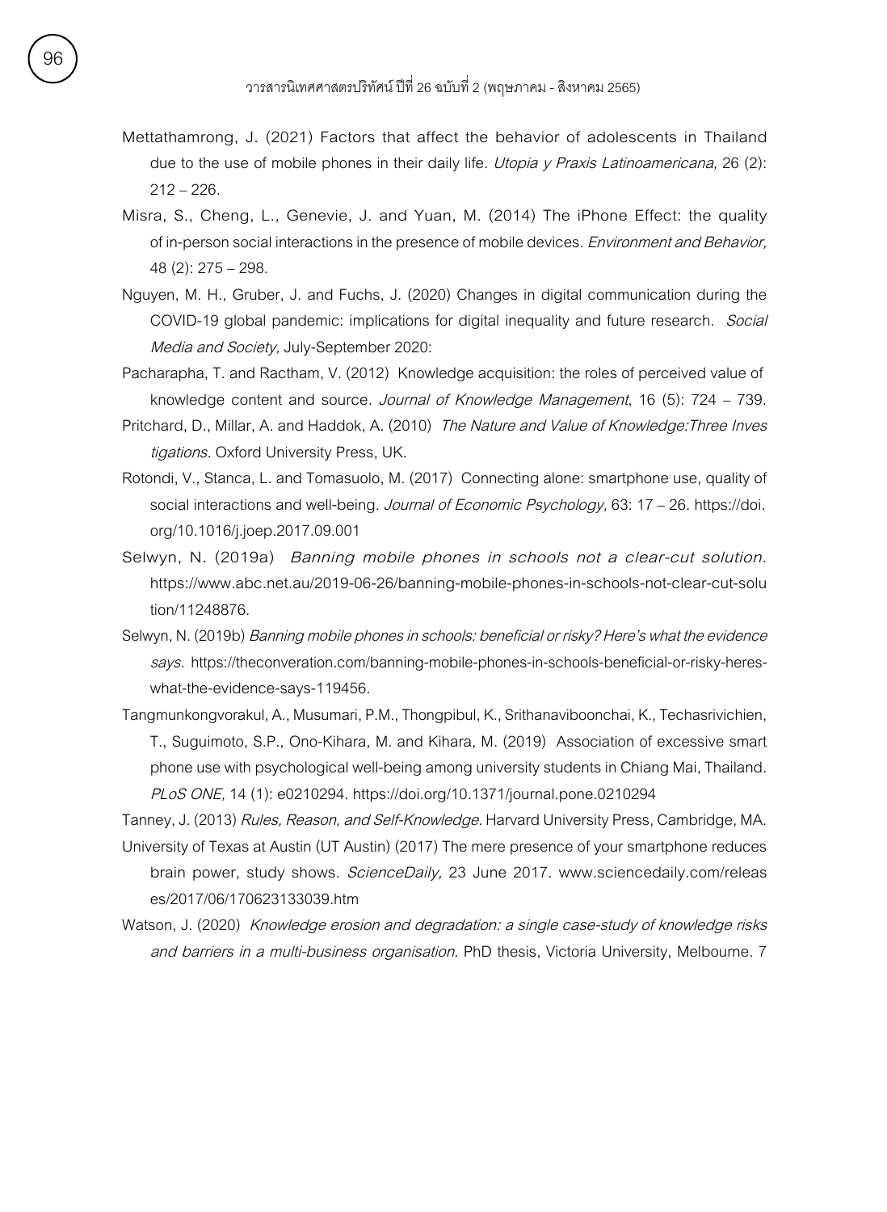Mettathamrong, J. (2021) Factors that affect the behavior of adolescents in Thailand due to the use of mobile phones in their daily life. *Utopia y Praxis Latinoamericana,* 26 (2): 212 – 226.

Misra, S., Cheng, L., Genevie, J. and Yuan, M. (2014) The iPhone Effect: the quality of in-person social interactions in the presence of mobile devices. *Environment and Behavior,* 48 (2): 275 – 298.

Nguyen, M. H., Gruber, J. and Fuchs, J. (2020) Changes in digital communication during the COVID-19 global pandemic: implications for digital inequality and future research. *Social Media and Society,* July-September 2020:

Pacharapha, T. and Ractham, V. (2012) Knowledge acquisition: the roles of perceived value of knowledge content and source. *Journal of Knowledge Management*, 16 (5): 724 – 739.

Pritchard, D., Millar, A. and Haddok, A. (2010) *The Nature and Value of Knowledge:Three Inves tigations*. Oxford University Press, UK.

Rotondi, V., Stanca, L. and Tomasuolo, M. (2017) Connecting alone: smartphone use, quality of social interactions and well-being. *Journal of Economic Psychology,* 63: 17 – 26. https://doi.org/10.1016/j.joep.2017.09.001

Selwyn, N. (2019a) *Banning mobile phones in schools not a clear-cut solution*. https://www.abc.net.au/2019-06-26/banning-mobile-phones-in-schools-not-clear-cut-solution/11248876.

Selwyn, N. (2019b) *Banning mobile phones in schools: beneficial or risky? Here's what the evidence says.* https://theconveration.com/banning-mobile-phones-in-schools-beneficial-or-risky-heres-what-the-evidence-says-119456.

Tangmunkongvorakul, A., Musumari, P.M., Thongpibul, K., Srithanaviboonchai, K., Techasrivichien, T., Suguimoto, S.P., Ono-Kihara, M. and Kihara, M. (2019) Association of excessive smart phone use with psychological well-being among university students in Chiang Mai, Thailand. *PLoS ONE,* 14 (1): e0210294. https://doi.org/10.1371/journal.pone.0210294

Tanney, J. (2013) *Rules, Reason, and Self-Knowledge*. Harvard University Press, Cambridge, MA.

University of Texas at Austin (UT Austin) (2017) The mere presence of your smartphone reduces brain power, study shows. *ScienceDaily,* 23 June 2017. www.sciencedaily.com/releases/2017/06/170623133039.htm

Watson, J. (2020) *Knowledge erosion and degradation: a single case-study of knowledge risks and barriers in a multi-business organisation*. PhD thesis, Victoria University, Melbourne. 7